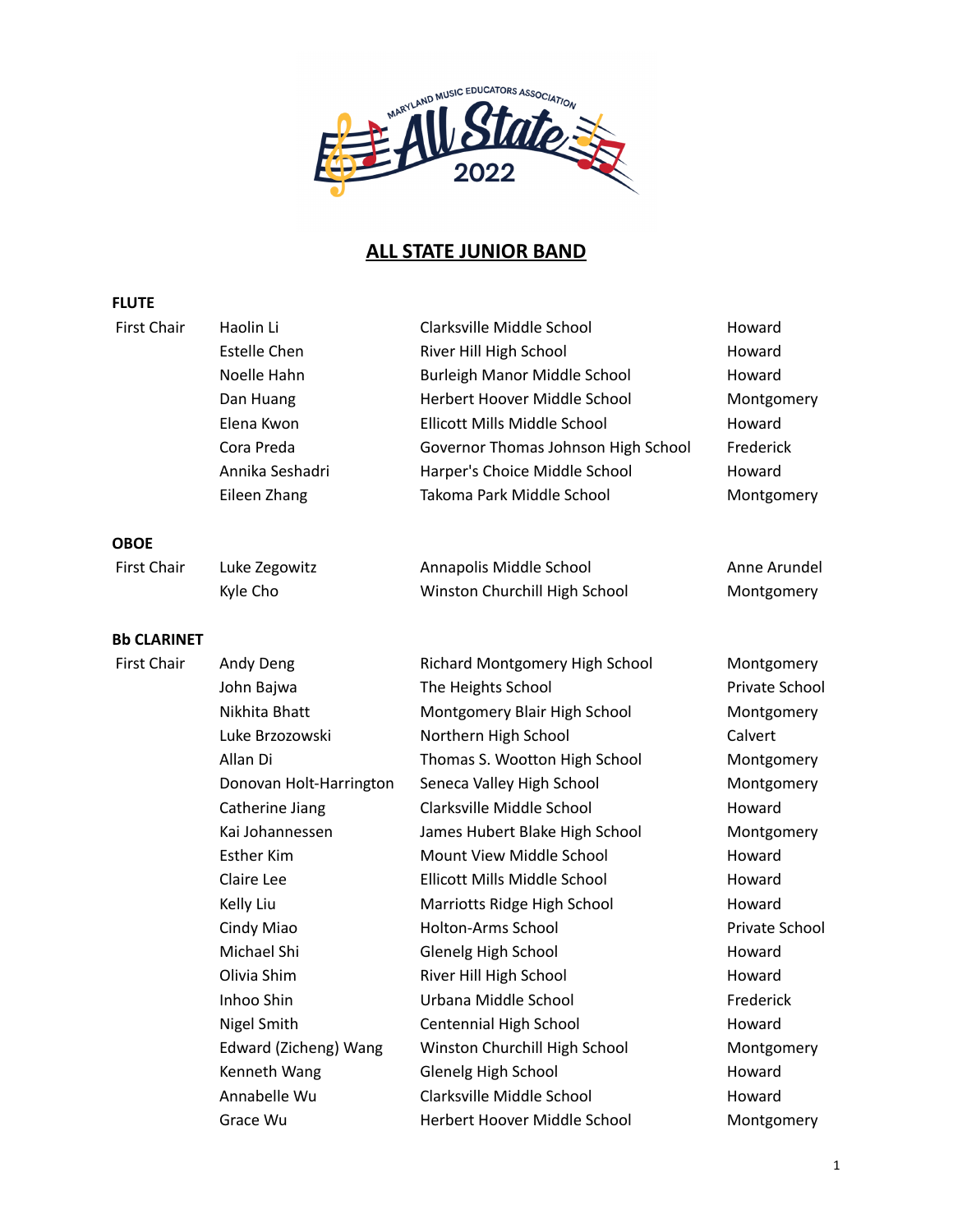# ALL STATE JUNIOR BAND

### FLUTE

| | | | |
|---|---|---|---|
| First Chair | Haolin Li | Clarksville Middle School | Howard |
| | Estelle Chen | River Hill High School | Howard |
| | Noelle Hahn | Burleigh Manor Middle School | Howard |
| | Dan Huang | Herbert Hoover Middle School | Montgomery |
| | Elena Kwon | Ellicott Mills Middle School | Howard |
| | Cora Preda | Governor Thomas Johnson High School | Frederick |
| | Annika Seshadri | Harper's Choice Middle School | Howard |
| | Eileen Zhang | Takoma Park Middle School | Montgomery |

### OBOE

| | | | |
|---|---|---|---|
| First Chair | Luke Zegowitz | Annapolis Middle School | Anne Arundel |
| | Kyle Cho | Winston Churchill High School | Montgomery |

### Bb CLARINET

| | | | |
|---|---|---|---|
| First Chair | Andy Deng | Richard Montgomery High School | Montgomery |
| | John Bajwa | The Heights School | Private School |
| | Nikhita Bhatt | Montgomery Blair High School | Montgomery |
| | Luke Brzozowski | Northern High School | Calvert |
| | Allan Di | Thomas S. Wootton High School | Montgomery |
| | Donovan Holt-Harrington | Seneca Valley High School | Montgomery |
| | Catherine Jiang | Clarksville Middle School | Howard |
| | Kai Johannessen | James Hubert Blake High School | Montgomery |
| | Esther Kim | Mount View Middle School | Howard |
| | Claire Lee | Ellicott Mills Middle School | Howard |
| | Kelly Liu | Marriotts Ridge High School | Howard |
| | Cindy Miao | Holton-Arms School | Private School |
| | Michael Shi | Glenelg High School | Howard |
| | Olivia Shim | River Hill High School | Howard |
| | Inhoo Shin | Urbana Middle School | Frederick |
| | Nigel Smith | Centennial High School | Howard |
| | Edward (Zicheng) Wang | Winston Churchill High School | Montgomery |
| | Kenneth Wang | Glenelg High School | Howard |
| | Annabelle Wu | Clarksville Middle School | Howard |
| | Grace Wu | Herbert Hoover Middle School | Montgomery |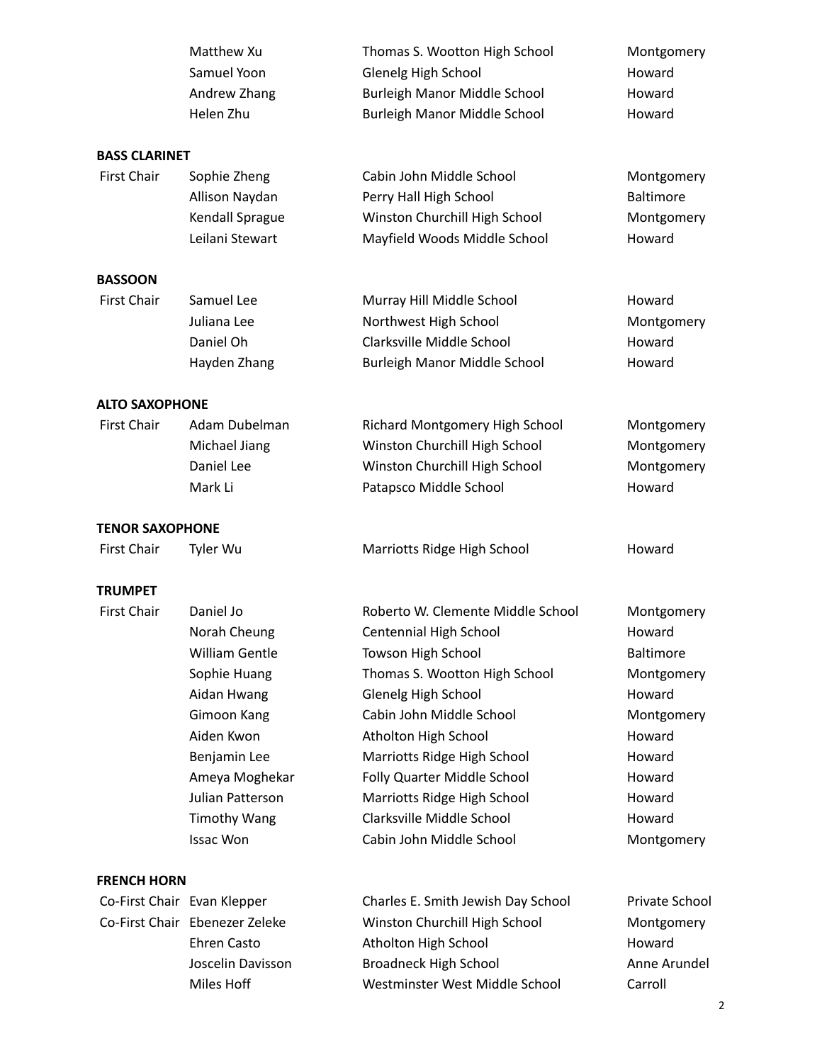| | | | |
|---|---|---|---|
| | Matthew Xu | Thomas S. Wootton High School | Montgomery |
| | Samuel Yoon | Glenelg High School | Howard |
| | Andrew Zhang | Burleigh Manor Middle School | Howard |
| | Helen Zhu | Burleigh Manor Middle School | Howard |

**BASS CLARINET**

| | | | |
|---|---|---|---|
| First Chair | Sophie Zheng | Cabin John Middle School | Montgomery |
| | Allison Naydan | Perry Hall High School | Baltimore |
| | Kendall Sprague | Winston Churchill High School | Montgomery |
| | Leilani Stewart | Mayfield Woods Middle School | Howard |

**BASSOON**

| | | | |
|---|---|---|---|
| First Chair | Samuel Lee | Murray Hill Middle School | Howard |
| | Juliana Lee | Northwest High School | Montgomery |
| | Daniel Oh | Clarksville Middle School | Howard |
| | Hayden Zhang | Burleigh Manor Middle School | Howard |

**ALTO SAXOPHONE**

| | | | |
|---|---|---|---|
| First Chair | Adam Dubelman | Richard Montgomery High School | Montgomery |
| | Michael Jiang | Winston Churchill High School | Montgomery |
| | Daniel Lee | Winston Churchill High School | Montgomery |
| | Mark Li | Patapsco Middle School | Howard |

**TENOR SAXOPHONE**

| | | | |
|---|---|---|---|
| First Chair | Tyler Wu | Marriotts Ridge High School | Howard |

**TRUMPET**

| | | | |
|---|---|---|---|
| First Chair | Daniel Jo | Roberto W. Clemente Middle School | Montgomery |
| | Norah Cheung | Centennial High School | Howard |
| | William Gentle | Towson High School | Baltimore |
| | Sophie Huang | Thomas S. Wootton High School | Montgomery |
| | Aidan Hwang | Glenelg High School | Howard |
| | Gimoon Kang | Cabin John Middle School | Montgomery |
| | Aiden Kwon | Atholton High School | Howard |
| | Benjamin Lee | Marriotts Ridge High School | Howard |
| | Ameya Moghekar | Folly Quarter Middle School | Howard |
| | Julian Patterson | Marriotts Ridge High School | Howard |
| | Timothy Wang | Clarksville Middle School | Howard |
| | Issac Won | Cabin John Middle School | Montgomery |

**FRENCH HORN**

| | | | |
|---|---|---|---|
| Co-First Chair | Evan Klepper | Charles E. Smith Jewish Day School | Private School |
| Co-First Chair | Ebenezer Zeleke | Winston Churchill High School | Montgomery |
| | Ehren Casto | Atholton High School | Howard |
| | Joscelin Davisson | Broadneck High School | Anne Arundel |
| | Miles Hoff | Westminster West Middle School | Carroll |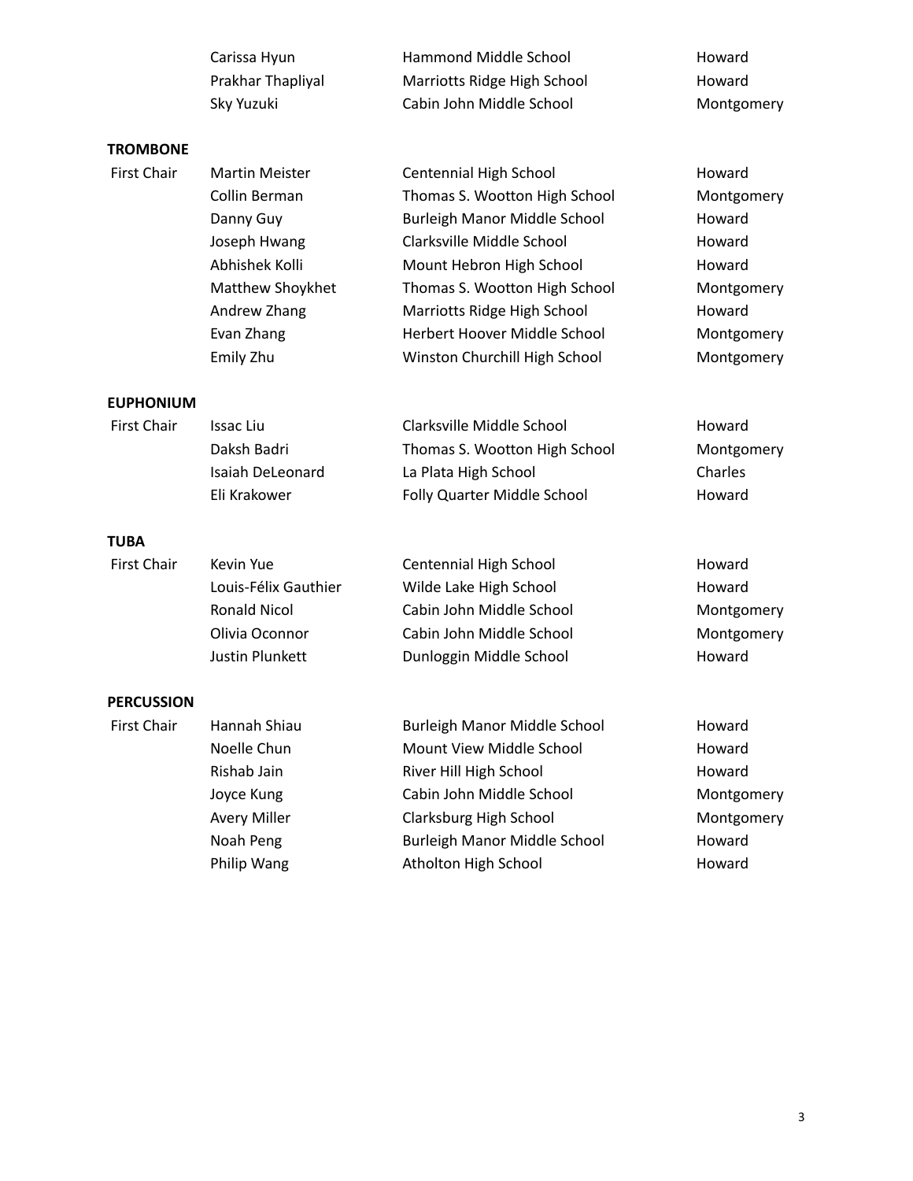| | Name | School | County |
|---|---|---|---|
| | Carissa Hyun | Hammond Middle School | Howard |
| | Prakhar Thapliyal | Marriotts Ridge High School | Howard |
| | Sky Yuzuki | Cabin John Middle School | Montgomery |

**TROMBONE**

| | Name | School | County |
|---|---|---|---|
| First Chair | Martin Meister | Centennial High School | Howard |
| | Collin Berman | Thomas S. Wootton High School | Montgomery |
| | Danny Guy | Burleigh Manor Middle School | Howard |
| | Joseph Hwang | Clarksville Middle School | Howard |
| | Abhishek Kolli | Mount Hebron High School | Howard |
| | Matthew Shoykhet | Thomas S. Wootton High School | Montgomery |
| | Andrew Zhang | Marriotts Ridge High School | Howard |
| | Evan Zhang | Herbert Hoover Middle School | Montgomery |
| | Emily Zhu | Winston Churchill High School | Montgomery |

**EUPHONIUM**

| | Name | School | County |
|---|---|---|---|
| First Chair | Issac Liu | Clarksville Middle School | Howard |
| | Daksh Badri | Thomas S. Wootton High School | Montgomery |
| | Isaiah DeLeonard | La Plata High School | Charles |
| | Eli Krakower | Folly Quarter Middle School | Howard |

**TUBA**

| | Name | School | County |
|---|---|---|---|
| First Chair | Kevin Yue | Centennial High School | Howard |
| | Louis-Félix Gauthier | Wilde Lake High School | Howard |
| | Ronald Nicol | Cabin John Middle School | Montgomery |
| | Olivia Oconnor | Cabin John Middle School | Montgomery |
| | Justin Plunkett | Dunloggin Middle School | Howard |

**PERCUSSION**

| | Name | School | County |
|---|---|---|---|
| First Chair | Hannah Shiau | Burleigh Manor Middle School | Howard |
| | Noelle Chun | Mount View Middle School | Howard |
| | Rishab Jain | River Hill High School | Howard |
| | Joyce Kung | Cabin John Middle School | Montgomery |
| | Avery Miller | Clarksburg High School | Montgomery |
| | Noah Peng | Burleigh Manor Middle School | Howard |
| | Philip Wang | Atholton High School | Howard |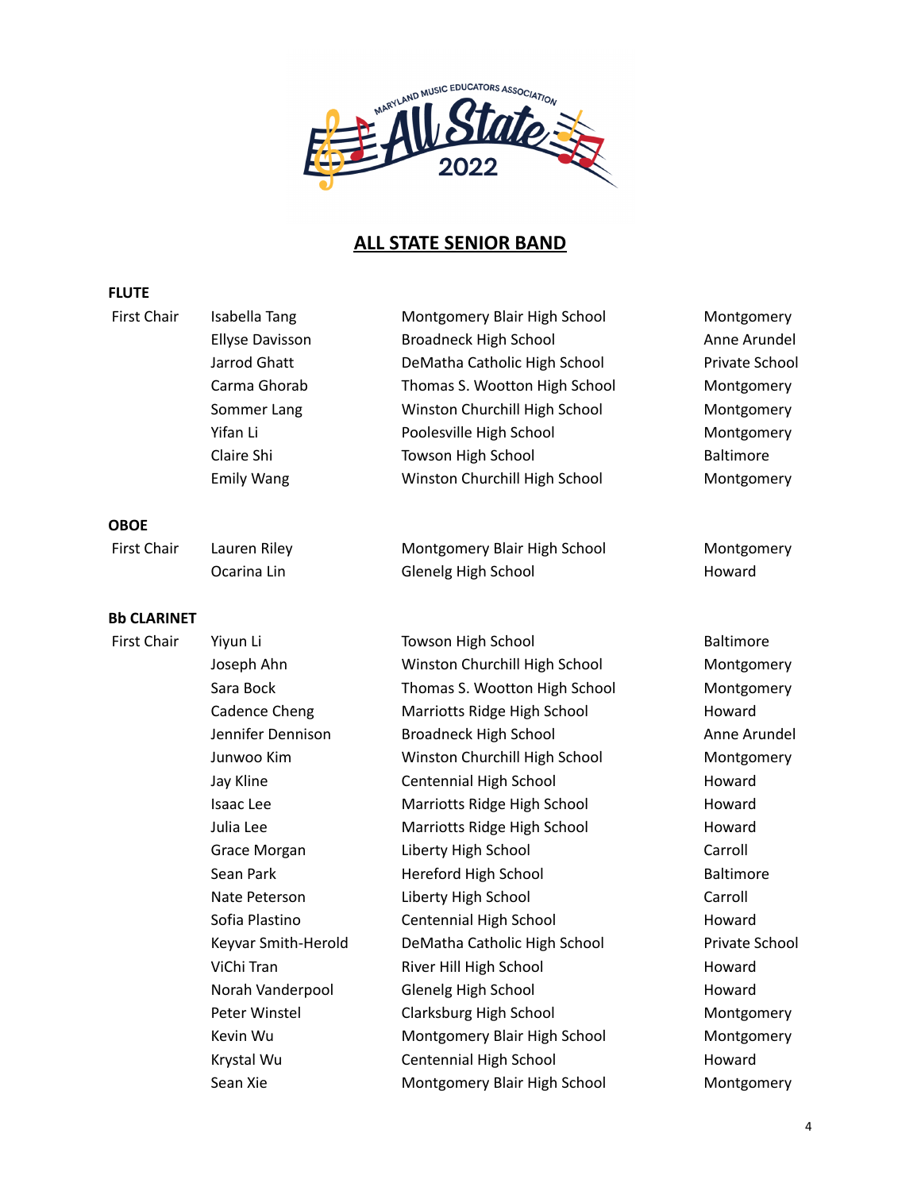MARYLAND MUSIC EDUCATORS ASSOCIATION All State 2022

## ALL STATE SENIOR BAND

**FLUTE**

| | | | |
|---|---|---|---|
| First Chair | Isabella Tang | Montgomery Blair High School | Montgomery |
| | Ellyse Davisson | Broadneck High School | Anne Arundel |
| | Jarrod Ghatt | DeMatha Catholic High School | Private School |
| | Carma Ghorab | Thomas S. Wootton High School | Montgomery |
| | Sommer Lang | Winston Churchill High School | Montgomery |
| | Yifan Li | Poolesville High School | Montgomery |
| | Claire Shi | Towson High School | Baltimore |
| | Emily Wang | Winston Churchill High School | Montgomery |

**OBOE**

| | | | |
|---|---|---|---|
| First Chair | Lauren Riley | Montgomery Blair High School | Montgomery |
| | Ocarina Lin | Glenelg High School | Howard |

**Bb CLARINET**

| | | | |
|---|---|---|---|
| First Chair | Yiyun Li | Towson High School | Baltimore |
| | Joseph Ahn | Winston Churchill High School | Montgomery |
| | Sara Bock | Thomas S. Wootton High School | Montgomery |
| | Cadence Cheng | Marriotts Ridge High School | Howard |
| | Jennifer Dennison | Broadneck High School | Anne Arundel |
| | Junwoo Kim | Winston Churchill High School | Montgomery |
| | Jay Kline | Centennial High School | Howard |
| | Isaac Lee | Marriotts Ridge High School | Howard |
| | Julia Lee | Marriotts Ridge High School | Howard |
| | Grace Morgan | Liberty High School | Carroll |
| | Sean Park | Hereford High School | Baltimore |
| | Nate Peterson | Liberty High School | Carroll |
| | Sofia Plastino | Centennial High School | Howard |
| | Keyvar Smith-Herold | DeMatha Catholic High School | Private School |
| | ViChi Tran | River Hill High School | Howard |
| | Norah Vanderpool | Glenelg High School | Howard |
| | Peter Winstel | Clarksburg High School | Montgomery |
| | Kevin Wu | Montgomery Blair High School | Montgomery |
| | Krystal Wu | Centennial High School | Howard |
| | Sean Xie | Montgomery Blair High School | Montgomery |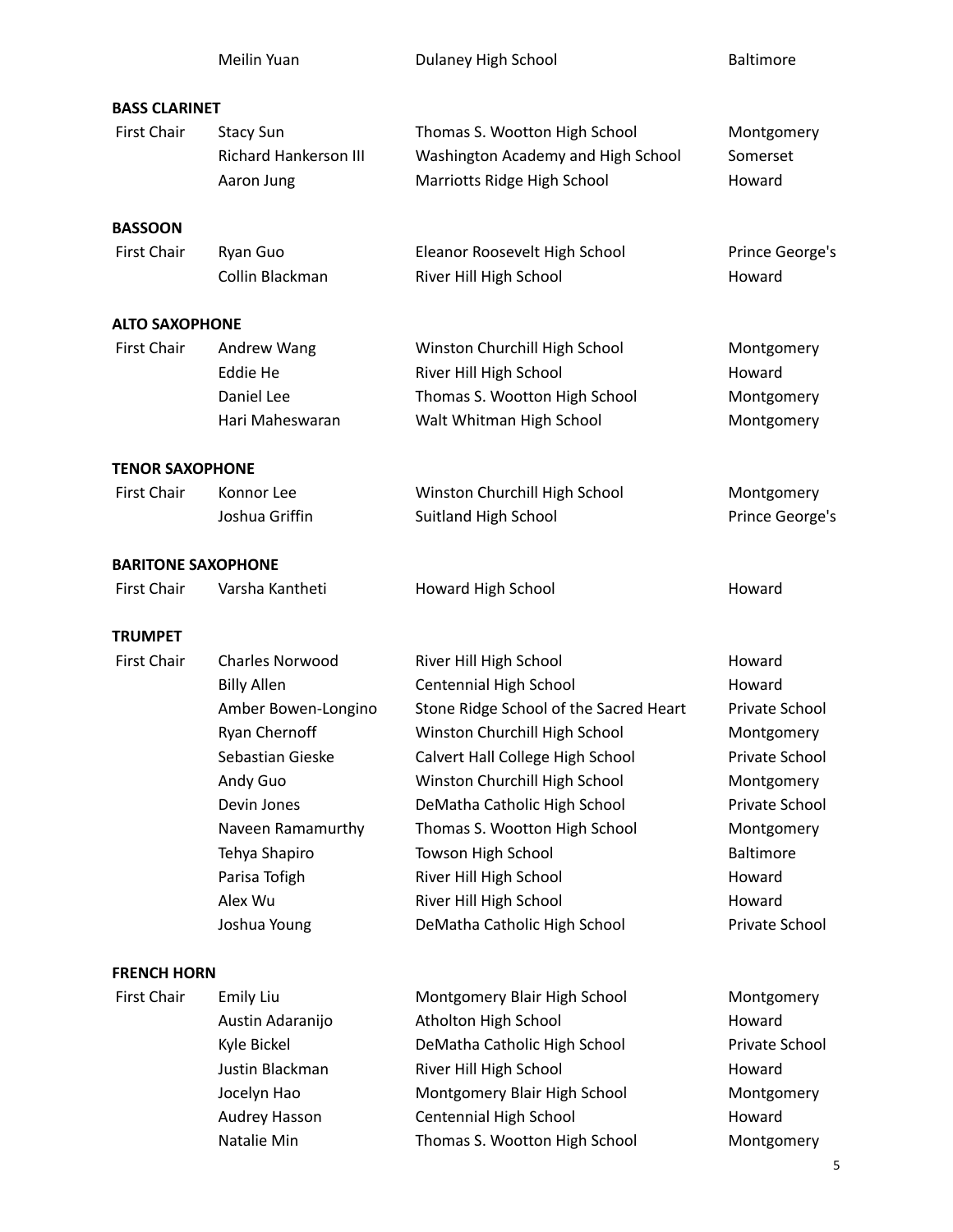| | Meilin Yuan | Dulaney High School | Baltimore |
|---|---|---|---|

**BASS CLARINET**

| | | | |
|---|---|---|---|
| First Chair | Stacy Sun | Thomas S. Wootton High School | Montgomery |
| | Richard Hankerson III | Washington Academy and High School | Somerset |
| | Aaron Jung | Marriotts Ridge High School | Howard |

**BASSOON**

| | | | |
|---|---|---|---|
| First Chair | Ryan Guo | Eleanor Roosevelt High School | Prince George's |
| | Collin Blackman | River Hill High School | Howard |

**ALTO SAXOPHONE**

| | | | |
|---|---|---|---|
| First Chair | Andrew Wang | Winston Churchill High School | Montgomery |
| | Eddie He | River Hill High School | Howard |
| | Daniel Lee | Thomas S. Wootton High School | Montgomery |
| | Hari Maheswaran | Walt Whitman High School | Montgomery |

**TENOR SAXOPHONE**

| | | | |
|---|---|---|---|
| First Chair | Konnor Lee | Winston Churchill High School | Montgomery |
| | Joshua Griffin | Suitland High School | Prince George's |

**BARITONE SAXOPHONE**

| | | | |
|---|---|---|---|
| First Chair | Varsha Kantheti | Howard High School | Howard |

**TRUMPET**

| | | | |
|---|---|---|---|
| First Chair | Charles Norwood | River Hill High School | Howard |
| | Billy Allen | Centennial High School | Howard |
| | Amber Bowen-Longino | Stone Ridge School of the Sacred Heart | Private School |
| | Ryan Chernoff | Winston Churchill High School | Montgomery |
| | Sebastian Gieske | Calvert Hall College High School | Private School |
| | Andy Guo | Winston Churchill High School | Montgomery |
| | Devin Jones | DeMatha Catholic High School | Private School |
| | Naveen Ramamurthy | Thomas S. Wootton High School | Montgomery |
| | Tehya Shapiro | Towson High School | Baltimore |
| | Parisa Tofigh | River Hill High School | Howard |
| | Alex Wu | River Hill High School | Howard |
| | Joshua Young | DeMatha Catholic High School | Private School |

**FRENCH HORN**

| | | | |
|---|---|---|---|
| First Chair | Emily Liu | Montgomery Blair High School | Montgomery |
| | Austin Adaranijo | Atholton High School | Howard |
| | Kyle Bickel | DeMatha Catholic High School | Private School |
| | Justin Blackman | River Hill High School | Howard |
| | Jocelyn Hao | Montgomery Blair High School | Montgomery |
| | Audrey Hasson | Centennial High School | Howard |
| | Natalie Min | Thomas S. Wootton High School | Montgomery |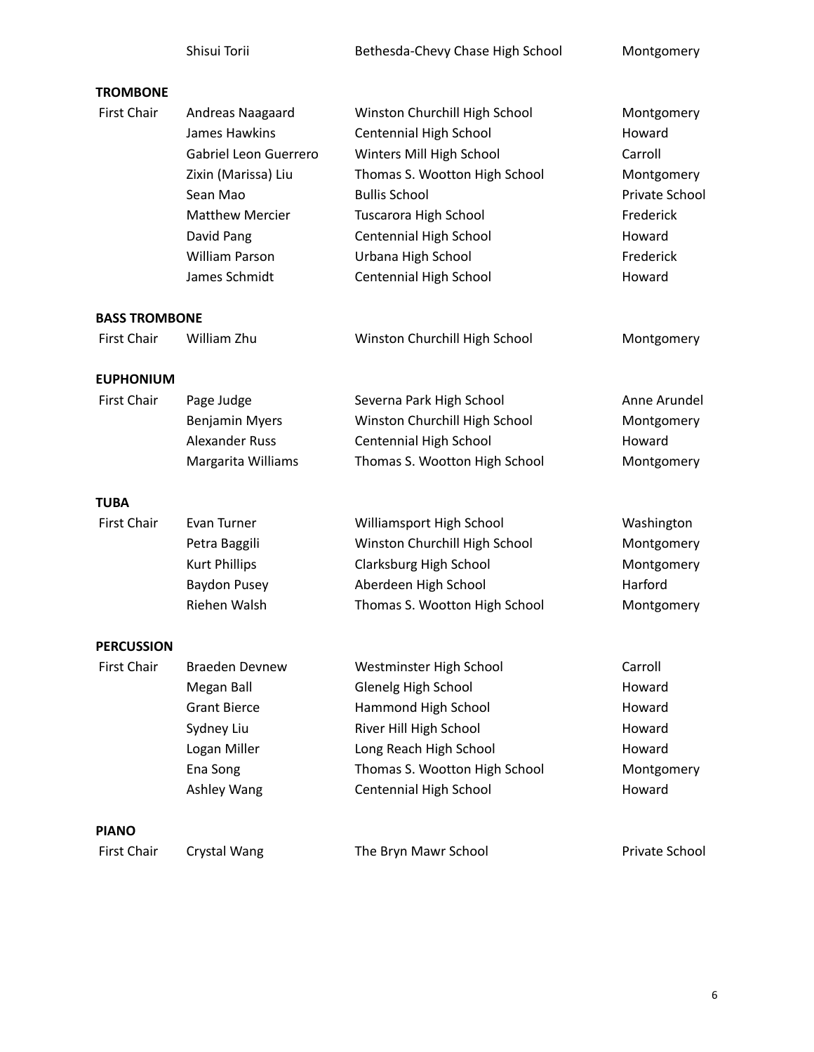| | | | |
|---|---|---|---|
| | Shisui Torii | Bethesda-Chevy Chase High School | Montgomery |

**TROMBONE**

| | | | |
|---|---|---|---|
| First Chair | Andreas Naagaard | Winston Churchill High School | Montgomery |
| | James Hawkins | Centennial High School | Howard |
| | Gabriel Leon Guerrero | Winters Mill High School | Carroll |
| | Zixin (Marissa) Liu | Thomas S. Wootton High School | Montgomery |
| | Sean Mao | Bullis School | Private School |
| | Matthew Mercier | Tuscarora High School | Frederick |
| | David Pang | Centennial High School | Howard |
| | William Parson | Urbana High School | Frederick |
| | James Schmidt | Centennial High School | Howard |

**BASS TROMBONE**

| | | | |
|---|---|---|---|
| First Chair | William Zhu | Winston Churchill High School | Montgomery |

**EUPHONIUM**

| | | | |
|---|---|---|---|
| First Chair | Page Judge | Severna Park High School | Anne Arundel |
| | Benjamin Myers | Winston Churchill High School | Montgomery |
| | Alexander Russ | Centennial High School | Howard |
| | Margarita Williams | Thomas S. Wootton High School | Montgomery |

**TUBA**

| | | | |
|---|---|---|---|
| First Chair | Evan Turner | Williamsport High School | Washington |
| | Petra Baggili | Winston Churchill High School | Montgomery |
| | Kurt Phillips | Clarksburg High School | Montgomery |
| | Baydon Pusey | Aberdeen High School | Harford |
| | Riehen Walsh | Thomas S. Wootton High School | Montgomery |

**PERCUSSION**

| | | | |
|---|---|---|---|
| First Chair | Braeden Devnew | Westminster High School | Carroll |
| | Megan Ball | Glenelg High School | Howard |
| | Grant Bierce | Hammond High School | Howard |
| | Sydney Liu | River Hill High School | Howard |
| | Logan Miller | Long Reach High School | Howard |
| | Ena Song | Thomas S. Wootton High School | Montgomery |
| | Ashley Wang | Centennial High School | Howard |

**PIANO**

| | | | |
|---|---|---|---|
| First Chair | Crystal Wang | The Bryn Mawr School | Private School |